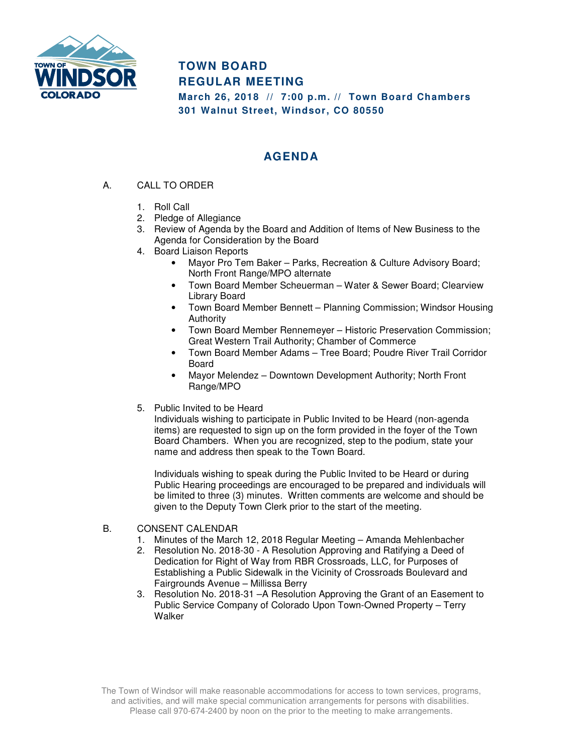# TOWN BOARD
# REGULAR MEETING

**March 26, 2018 // 7:00 p.m. // Town Board Chambers**
**301 Walnut Street, Windsor, CO 80550**

## AGENDA

A. CALL TO ORDER

1. Roll Call
2. Pledge of Allegiance
3. Review of Agenda by the Board and Addition of Items of New Business to the Agenda for Consideration by the Board
4. Board Liaison Reports
   - Mayor Pro Tem Baker – Parks, Recreation & Culture Advisory Board; North Front Range/MPO alternate
   - Town Board Member Scheuerman – Water & Sewer Board; Clearview Library Board
   - Town Board Member Bennett – Planning Commission; Windsor Housing Authority
   - Town Board Member Rennemeyer – Historic Preservation Commission; Great Western Trail Authority; Chamber of Commerce
   - Town Board Member Adams – Tree Board; Poudre River Trail Corridor Board
   - Mayor Melendez – Downtown Development Authority; North Front Range/MPO
5. Public Invited to be Heard
   Individuals wishing to participate in Public Invited to be Heard (non-agenda items) are requested to sign up on the form provided in the foyer of the Town Board Chambers. When you are recognized, step to the podium, state your name and address then speak to the Town Board.

   Individuals wishing to speak during the Public Invited to be Heard or during Public Hearing proceedings are encouraged to be prepared and individuals will be limited to three (3) minutes. Written comments are welcome and should be given to the Deputy Town Clerk prior to the start of the meeting.

B. CONSENT CALENDAR

1. Minutes of the March 12, 2018 Regular Meeting – Amanda Mehlenbacher
2. Resolution No. 2018-30 - A Resolution Approving and Ratifying a Deed of Dedication for Right of Way from RBR Crossroads, LLC, for Purposes of Establishing a Public Sidewalk in the Vicinity of Crossroads Boulevard and Fairgrounds Avenue – Millissa Berry
3. Resolution No. 2018-31 –A Resolution Approving the Grant of an Easement to Public Service Company of Colorado Upon Town-Owned Property – Terry Walker

The Town of Windsor will make reasonable accommodations for access to town services, programs, and activities, and will make special communication arrangements for persons with disabilities. Please call 970-674-2400 by noon on the prior to the meeting to make arrangements.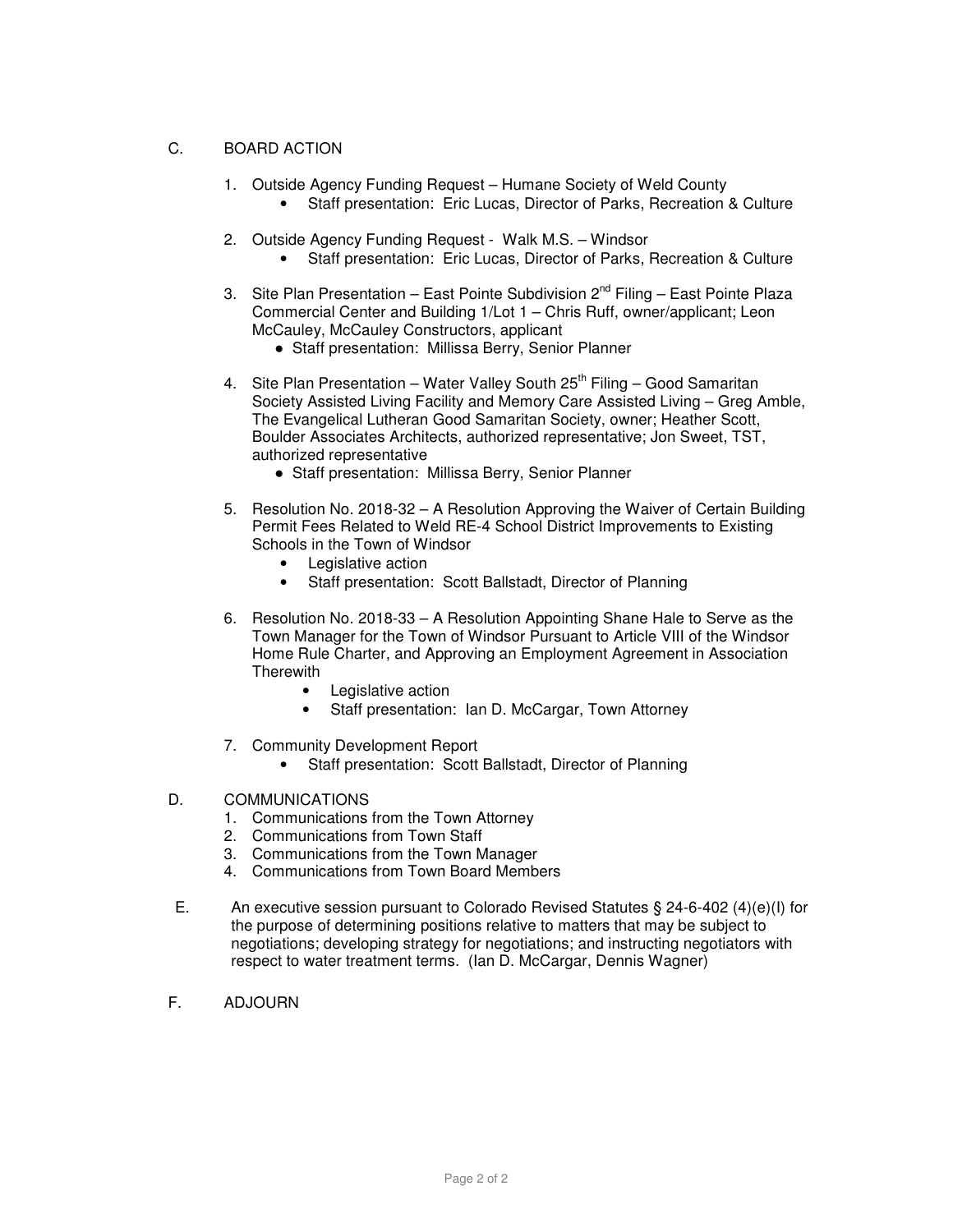C. BOARD ACTION

1. Outside Agency Funding Request – Humane Society of Weld County
   - Staff presentation: Eric Lucas, Director of Parks, Recreation & Culture

2. Outside Agency Funding Request - Walk M.S. – Windsor
   - Staff presentation: Eric Lucas, Director of Parks, Recreation & Culture

3. Site Plan Presentation – East Pointe Subdivision 2nd Filing – East Pointe Plaza Commercial Center and Building 1/Lot 1 – Chris Ruff, owner/applicant; Leon McCauley, McCauley Constructors, applicant
   - Staff presentation: Millissa Berry, Senior Planner

4. Site Plan Presentation – Water Valley South 25th Filing – Good Samaritan Society Assisted Living Facility and Memory Care Assisted Living – Greg Amble, The Evangelical Lutheran Good Samaritan Society, owner; Heather Scott, Boulder Associates Architects, authorized representative; Jon Sweet, TST, authorized representative
   - Staff presentation: Millissa Berry, Senior Planner

5. Resolution No. 2018-32 – A Resolution Approving the Waiver of Certain Building Permit Fees Related to Weld RE-4 School District Improvements to Existing Schools in the Town of Windsor
   - Legislative action
   - Staff presentation: Scott Ballstadt, Director of Planning

6. Resolution No. 2018-33 – A Resolution Appointing Shane Hale to Serve as the Town Manager for the Town of Windsor Pursuant to Article VIII of the Windsor Home Rule Charter, and Approving an Employment Agreement in Association Therewith
   - Legislative action
   - Staff presentation: Ian D. McCargar, Town Attorney

7. Community Development Report
   - Staff presentation: Scott Ballstadt, Director of Planning

D. COMMUNICATIONS

1. Communications from the Town Attorney
2. Communications from Town Staff
3. Communications from the Town Manager
4. Communications from Town Board Members

E. An executive session pursuant to Colorado Revised Statutes § 24-6-402 (4)(e)(I) for the purpose of determining positions relative to matters that may be subject to negotiations; developing strategy for negotiations; and instructing negotiators with respect to water treatment terms. (Ian D. McCargar, Dennis Wagner)

F. ADJOURN